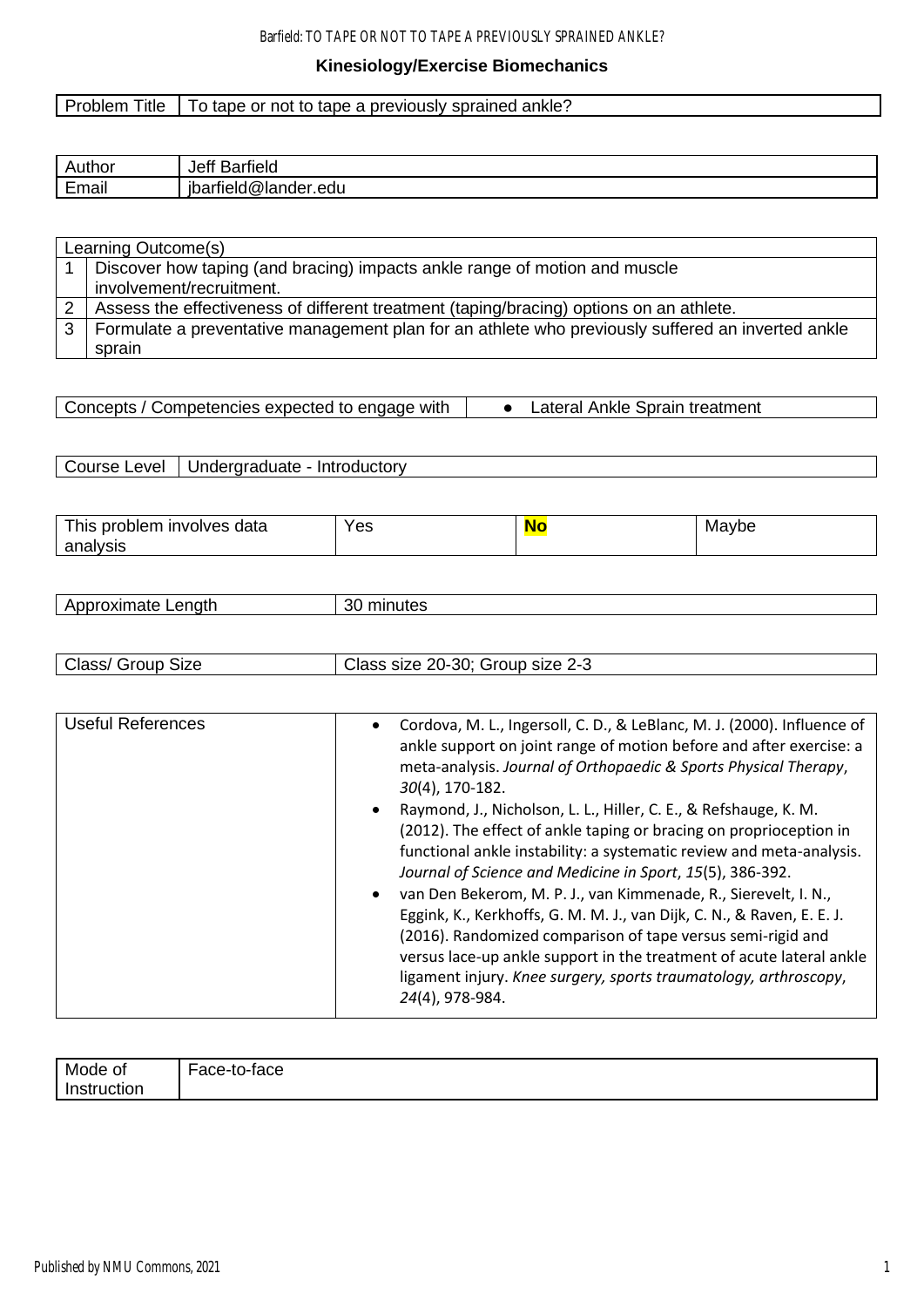## Kinesiology/Exercise Biomechanics

| Problem Title | To tape or not to tape a previously sprained ankle? |
|---|---|

| Author | Jeff Barfield |
|---|---|
| Email | jbarfield@lander.edu |

| Learning Outcome(s) | |
|---|---|
| 1 | Discover how taping (and bracing) impacts ankle range of motion and muscle involvement/recruitment. |
| 2 | Assess the effectiveness of different treatment (taping/bracing) options on an athlete. |
| 3 | Formulate a preventative management plan for an athlete who previously suffered an inverted ankle sprain |

| Concepts / Competencies expected to engage with | • Lateral Ankle Sprain treatment |
|---|---|

| Course Level | Undergraduate - Introductory |
|---|---|

| This problem involves data analysis | Yes | **No** | Maybe |
|---|---|---|---|

| Approximate Length | 30 minutes |
|---|---|

| Class/ Group Size | Class size 20-30; Group size 2-3 |
|---|---|

| Useful References | • Cordova, M. L., Ingersoll, C. D., & LeBlanc, M. J. (2000). Influence of ankle support on joint range of motion before and after exercise: a meta-analysis. *Journal of Orthopaedic & Sports Physical Therapy*, *30*(4), 170-182. <br> • Raymond, J., Nicholson, L. L., Hiller, C. E., & Refshauge, K. M. (2012). The effect of ankle taping or bracing on proprioception in functional ankle instability: a systematic review and meta-analysis. *Journal of Science and Medicine in Sport*, *15*(5), 386-392. <br> • van Den Bekerom, M. P. J., van Kimmenade, R., Sierevelt, I. N., Eggink, K., Kerkhoffs, G. M. M. J., van Dijk, C. N., & Raven, E. E. J. (2016). Randomized comparison of tape versus semi-rigid and versus lace-up ankle support in the treatment of acute lateral ankle ligament injury. *Knee surgery, sports traumatology, arthroscopy*, *24*(4), 978-984. |
|---|---|

| Mode of Instruction | Face-to-face |
|---|---|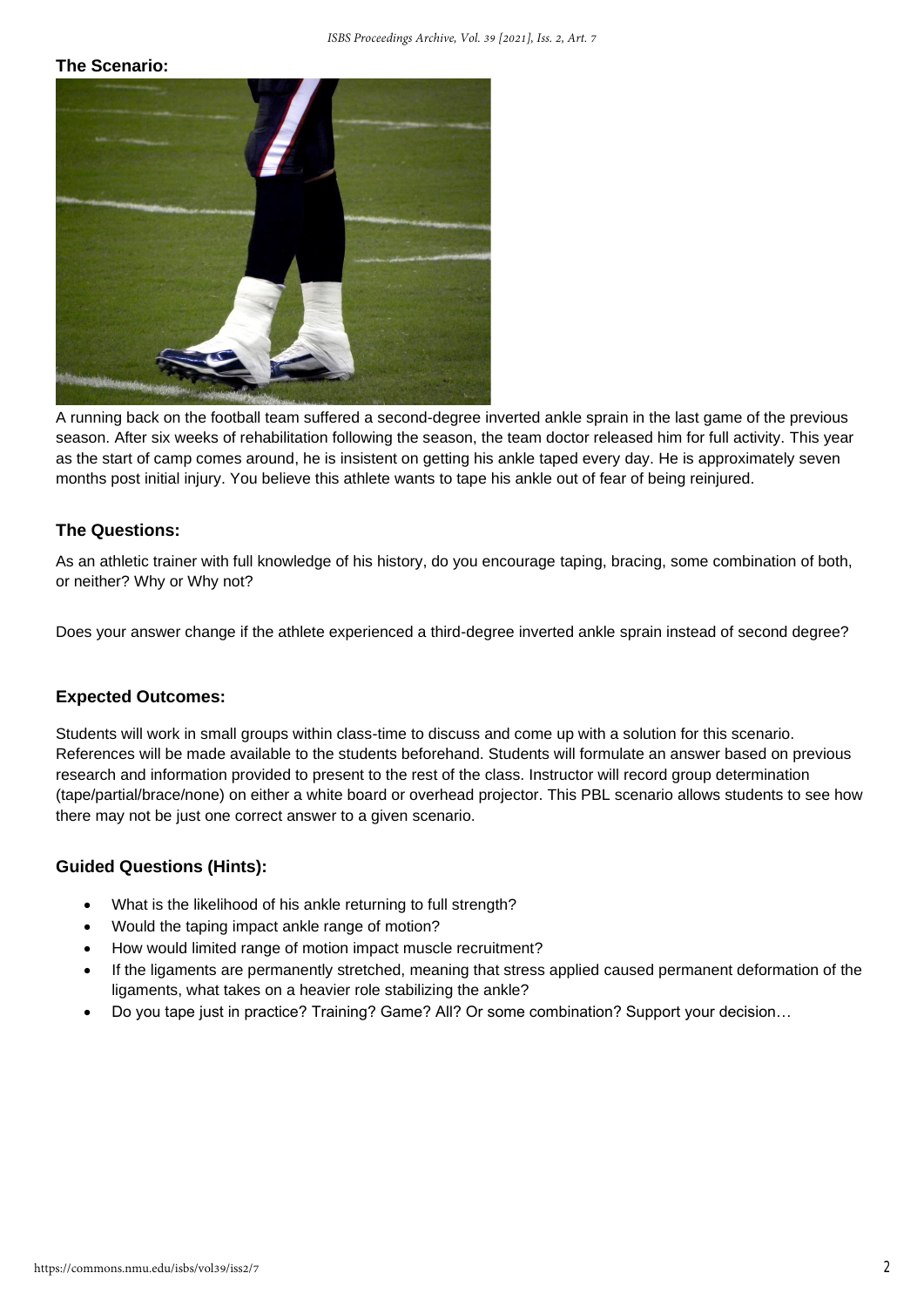**The Scenario:**

A running back on the football team suffered a second-degree inverted ankle sprain in the last game of the previous season. After six weeks of rehabilitation following the season, the team doctor released him for full activity. This year as the start of camp comes around, he is insistent on getting his ankle taped every day. He is approximately seven months post initial injury. You believe this athlete wants to tape his ankle out of fear of being reinjured.

### The Questions:

As an athletic trainer with full knowledge of his history, do you encourage taping, bracing, some combination of both, or neither? Why or Why not?

Does your answer change if the athlete experienced a third-degree inverted ankle sprain instead of second degree?

### Expected Outcomes:

Students will work in small groups within class-time to discuss and come up with a solution for this scenario. References will be made available to the students beforehand. Students will formulate an answer based on previous research and information provided to present to the rest of the class. Instructor will record group determination (tape/partial/brace/none) on either a white board or overhead projector. This PBL scenario allows students to see how there may not be just one correct answer to a given scenario.

### Guided Questions (Hints):

- What is the likelihood of his ankle returning to full strength?
- Would the taping impact ankle range of motion?
- How would limited range of motion impact muscle recruitment?
- If the ligaments are permanently stretched, meaning that stress applied caused permanent deformation of the ligaments, what takes on a heavier role stabilizing the ankle?
- Do you tape just in practice? Training? Game? All? Or some combination? Support your decision…